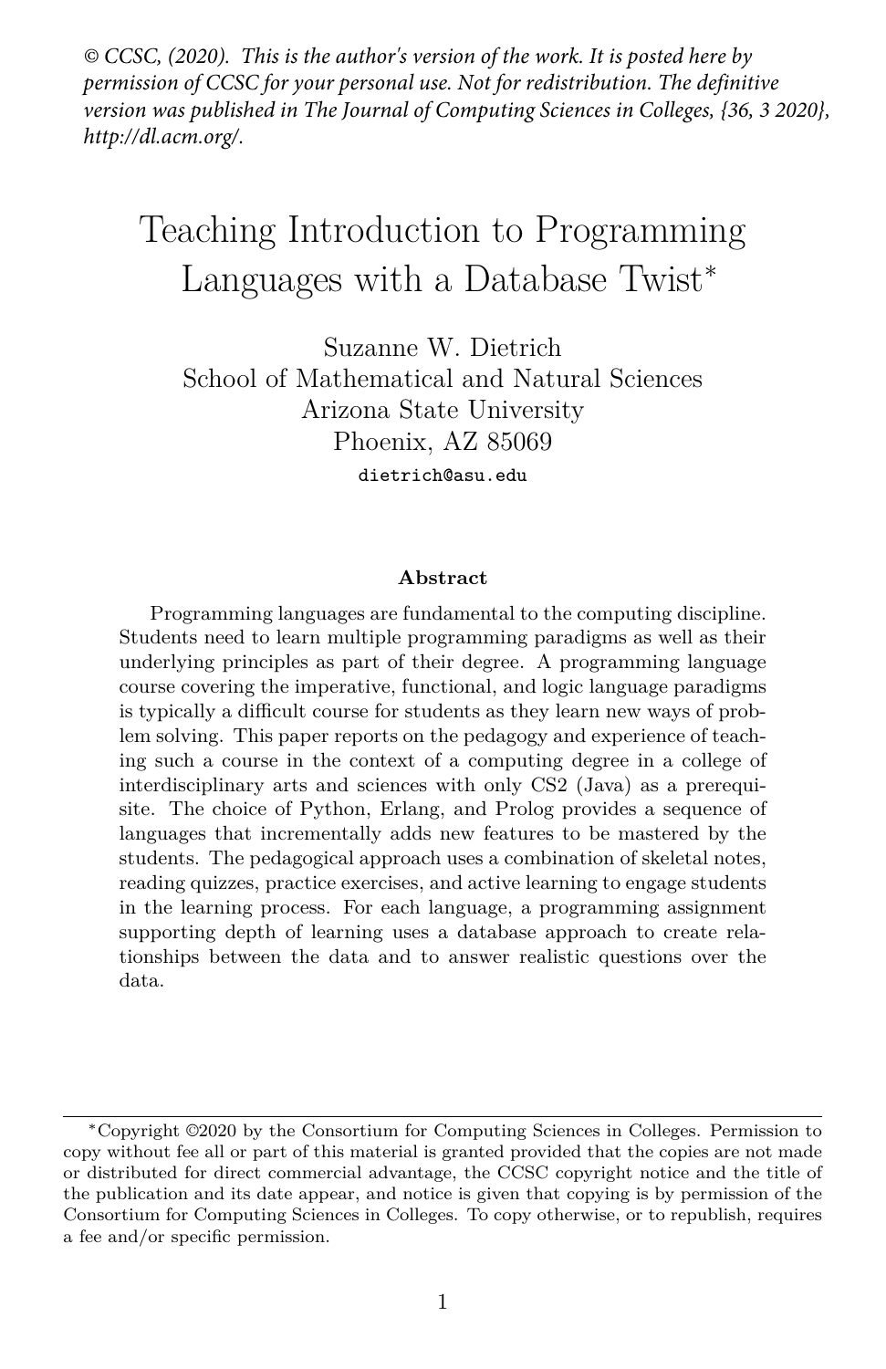*© CCSC, (2020). This is the author's version of the work. It is posted here by permission of CCSC for your personal use. Not for redistribution. The definitive version was published in The Journal of Computing Sciences in Colleges, {36, 3 2020}, http://dl.acm.org/.*

# Teaching Introduction to Programming Languages with a Database Twist*

Suzanne W. Dietrich
School of Mathematical and Natural Sciences
Arizona State University
Phoenix, AZ 85069
dietrich@asu.edu

**Abstract**

Programming languages are fundamental to the computing discipline. Students need to learn multiple programming paradigms as well as their underlying principles as part of their degree. A programming language course covering the imperative, functional, and logic language paradigms is typically a difficult course for students as they learn new ways of problem solving. This paper reports on the pedagogy and experience of teaching such a course in the context of a computing degree in a college of interdisciplinary arts and sciences with only CS2 (Java) as a prerequisite. The choice of Python, Erlang, and Prolog provides a sequence of languages that incrementally adds new features to be mastered by the students. The pedagogical approach uses a combination of skeletal notes, reading quizzes, practice exercises, and active learning to engage students in the learning process. For each language, a programming assignment supporting depth of learning uses a database approach to create relationships between the data and to answer realistic questions over the data.

---

*Copyright ©2020 by the Consortium for Computing Sciences in Colleges. Permission to copy without fee all or part of this material is granted provided that the copies are not made or distributed for direct commercial advantage, the CCSC copyright notice and the title of the publication and its date appear, and notice is given that copying is by permission of the Consortium for Computing Sciences in Colleges. To copy otherwise, or to republish, requires a fee and/or specific permission.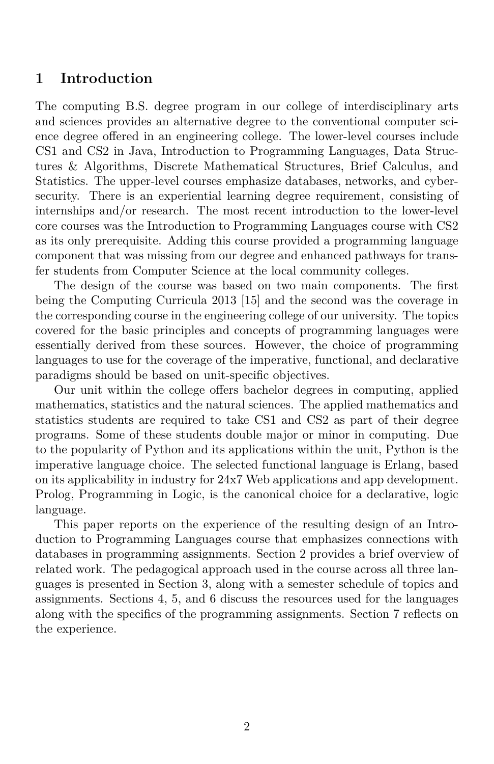## 1 Introduction

The computing B.S. degree program in our college of interdisciplinary arts and sciences provides an alternative degree to the conventional computer science degree offered in an engineering college. The lower-level courses include CS1 and CS2 in Java, Introduction to Programming Languages, Data Structures & Algorithms, Discrete Mathematical Structures, Brief Calculus, and Statistics. The upper-level courses emphasize databases, networks, and cybersecurity. There is an experiential learning degree requirement, consisting of internships and/or research. The most recent introduction to the lower-level core courses was the Introduction to Programming Languages course with CS2 as its only prerequisite. Adding this course provided a programming language component that was missing from our degree and enhanced pathways for transfer students from Computer Science at the local community colleges.

The design of the course was based on two main components. The first being the Computing Curricula 2013 [15] and the second was the coverage in the corresponding course in the engineering college of our university. The topics covered for the basic principles and concepts of programming languages were essentially derived from these sources. However, the choice of programming languages to use for the coverage of the imperative, functional, and declarative paradigms should be based on unit-specific objectives.

Our unit within the college offers bachelor degrees in computing, applied mathematics, statistics and the natural sciences. The applied mathematics and statistics students are required to take CS1 and CS2 as part of their degree programs. Some of these students double major or minor in computing. Due to the popularity of Python and its applications within the unit, Python is the imperative language choice. The selected functional language is Erlang, based on its applicability in industry for 24x7 Web applications and app development. Prolog, Programming in Logic, is the canonical choice for a declarative, logic language.

This paper reports on the experience of the resulting design of an Introduction to Programming Languages course that emphasizes connections with databases in programming assignments. Section 2 provides a brief overview of related work. The pedagogical approach used in the course across all three languages is presented in Section 3, along with a semester schedule of topics and assignments. Sections 4, 5, and 6 discuss the resources used for the languages along with the specifics of the programming assignments. Section 7 reflects on the experience.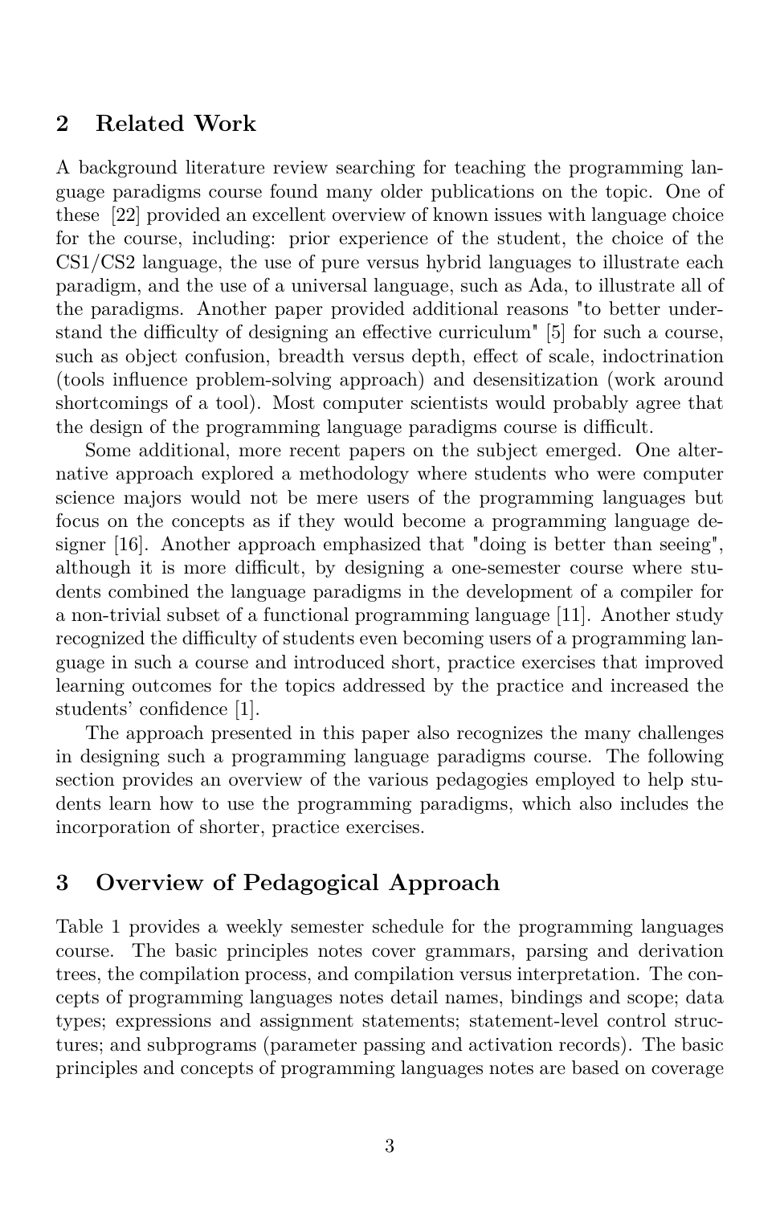## 2 Related Work

A background literature review searching for teaching the programming language paradigms course found many older publications on the topic. One of these [22] provided an excellent overview of known issues with language choice for the course, including: prior experience of the student, the choice of the CS1/CS2 language, the use of pure versus hybrid languages to illustrate each paradigm, and the use of a universal language, such as Ada, to illustrate all of the paradigms. Another paper provided additional reasons "to better understand the difficulty of designing an effective curriculum" [5] for such a course, such as object confusion, breadth versus depth, effect of scale, indoctrination (tools influence problem-solving approach) and desensitization (work around shortcomings of a tool). Most computer scientists would probably agree that the design of the programming language paradigms course is difficult.

Some additional, more recent papers on the subject emerged. One alternative approach explored a methodology where students who were computer science majors would not be mere users of the programming languages but focus on the concepts as if they would become a programming language designer [16]. Another approach emphasized that "doing is better than seeing", although it is more difficult, by designing a one-semester course where students combined the language paradigms in the development of a compiler for a non-trivial subset of a functional programming language [11]. Another study recognized the difficulty of students even becoming users of a programming language in such a course and introduced short, practice exercises that improved learning outcomes for the topics addressed by the practice and increased the students' confidence [1].

The approach presented in this paper also recognizes the many challenges in designing such a programming language paradigms course. The following section provides an overview of the various pedagogies employed to help students learn how to use the programming paradigms, which also includes the incorporation of shorter, practice exercises.

## 3 Overview of Pedagogical Approach

Table 1 provides a weekly semester schedule for the programming languages course. The basic principles notes cover grammars, parsing and derivation trees, the compilation process, and compilation versus interpretation. The concepts of programming languages notes detail names, bindings and scope; data types; expressions and assignment statements; statement-level control structures; and subprograms (parameter passing and activation records). The basic principles and concepts of programming languages notes are based on coverage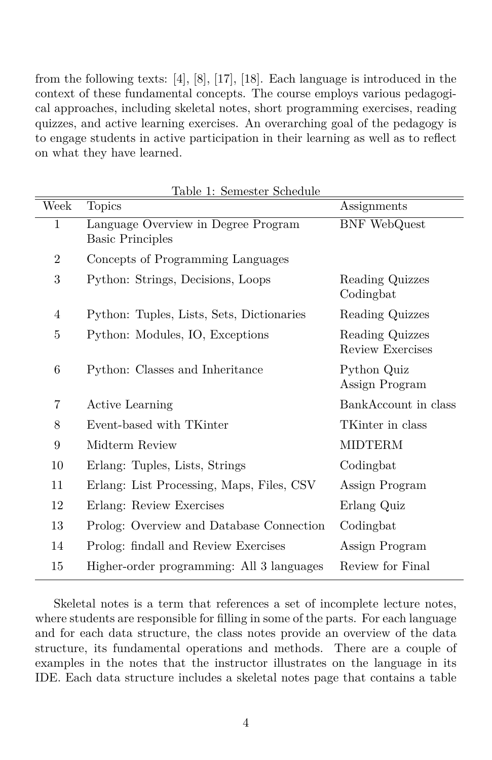from the following texts: [4], [8], [17], [18]. Each language is introduced in the context of these fundamental concepts. The course employs various pedagogical approaches, including skeletal notes, short programming exercises, reading quizzes, and active learning exercises. An overarching goal of the pedagogy is to engage students in active participation in their learning as well as to reflect on what they have learned.

Table 1: Semester Schedule

| Week | Topics | Assignments |
|---|---|---|
| 1 | Language Overview in Degree Program<br>Basic Principles | BNF WebQuest |
| 2 | Concepts of Programming Languages | |
| 3 | Python: Strings, Decisions, Loops | Reading Quizzes<br>Codingbat |
| 4 | Python: Tuples, Lists, Sets, Dictionaries | Reading Quizzes |
| 5 | Python: Modules, IO, Exceptions | Reading Quizzes<br>Review Exercises |
| 6 | Python: Classes and Inheritance | Python Quiz<br>Assign Program |
| 7 | Active Learning | BankAccount in class |
| 8 | Event-based with TKinter | TKinter in class |
| 9 | Midterm Review | MIDTERM |
| 10 | Erlang: Tuples, Lists, Strings | Codingbat |
| 11 | Erlang: List Processing, Maps, Files, CSV | Assign Program |
| 12 | Erlang: Review Exercises | Erlang Quiz |
| 13 | Prolog: Overview and Database Connection | Codingbat |
| 14 | Prolog: findall and Review Exercises | Assign Program |
| 15 | Higher-order programming: All 3 languages | Review for Final |

Skeletal notes is a term that references a set of incomplete lecture notes, where students are responsible for filling in some of the parts. For each language and for each data structure, the class notes provide an overview of the data structure, its fundamental operations and methods. There are a couple of examples in the notes that the instructor illustrates on the language in its IDE. Each data structure includes a skeletal notes page that contains a table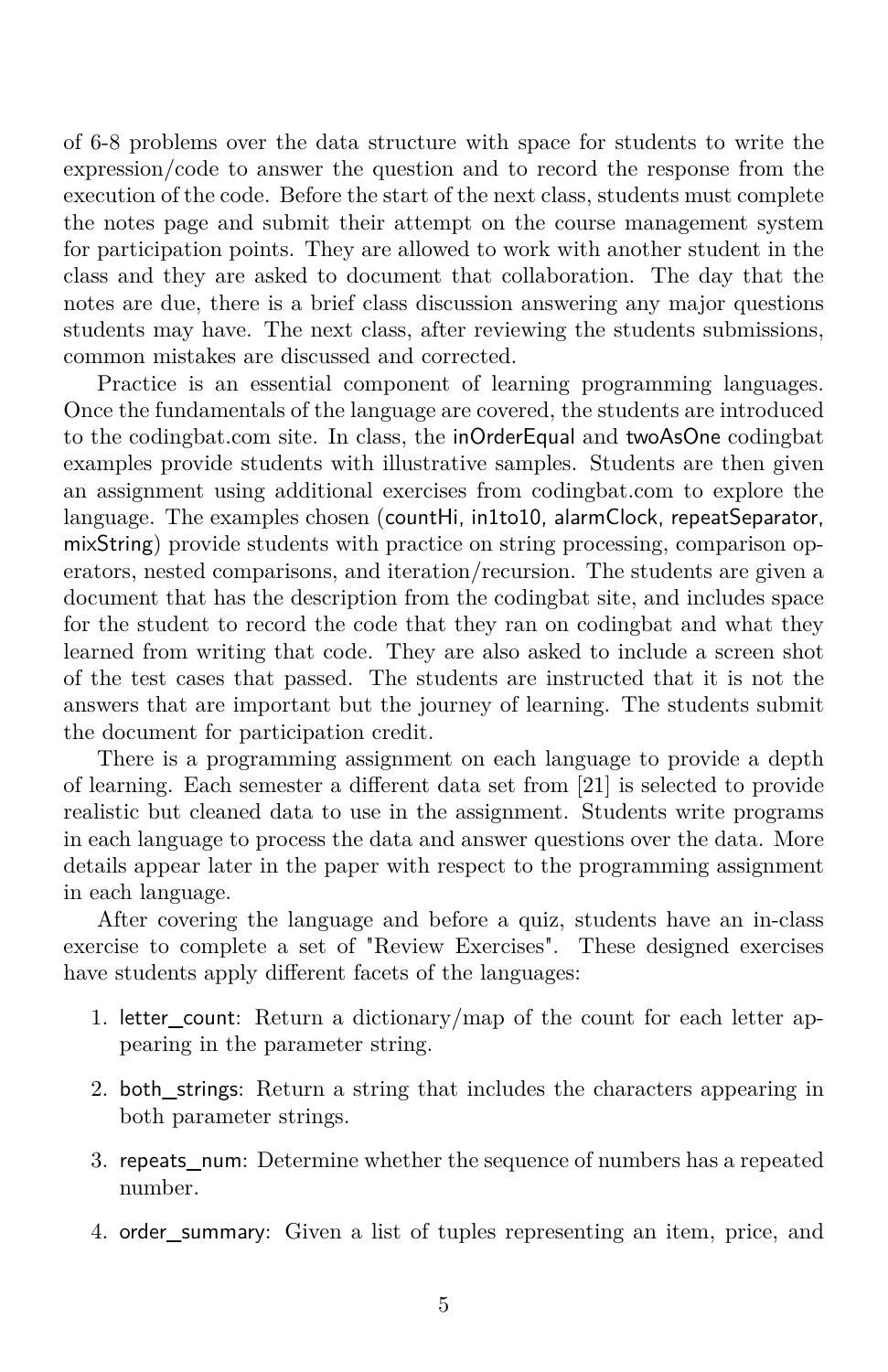of 6-8 problems over the data structure with space for students to write the expression/code to answer the question and to record the response from the execution of the code. Before the start of the next class, students must complete the notes page and submit their attempt on the course management system for participation points. They are allowed to work with another student in the class and they are asked to document that collaboration. The day that the notes are due, there is a brief class discussion answering any major questions students may have. The next class, after reviewing the students submissions, common mistakes are discussed and corrected.

Practice is an essential component of learning programming languages. Once the fundamentals of the language are covered, the students are introduced to the codingbat.com site. In class, the inOrderEqual and twoAsOne codingbat examples provide students with illustrative samples. Students are then given an assignment using additional exercises from codingbat.com to explore the language. The examples chosen (countHi, in1to10, alarmClock, repeatSeparator, mixString) provide students with practice on string processing, comparison operators, nested comparisons, and iteration/recursion. The students are given a document that has the description from the codingbat site, and includes space for the student to record the code that they ran on codingbat and what they learned from writing that code. They are also asked to include a screen shot of the test cases that passed. The students are instructed that it is not the answers that are important but the journey of learning. The students submit the document for participation credit.

There is a programming assignment on each language to provide a depth of learning. Each semester a different data set from [21] is selected to provide realistic but cleaned data to use in the assignment. Students write programs in each language to process the data and answer questions over the data. More details appear later in the paper with respect to the programming assignment in each language.

After covering the language and before a quiz, students have an in-class exercise to complete a set of "Review Exercises". These designed exercises have students apply different facets of the languages:

1. letter_count: Return a dictionary/map of the count for each letter appearing in the parameter string.

2. both_strings: Return a string that includes the characters appearing in both parameter strings.

3. repeats_num: Determine whether the sequence of numbers has a repeated number.

4. order_summary: Given a list of tuples representing an item, price, and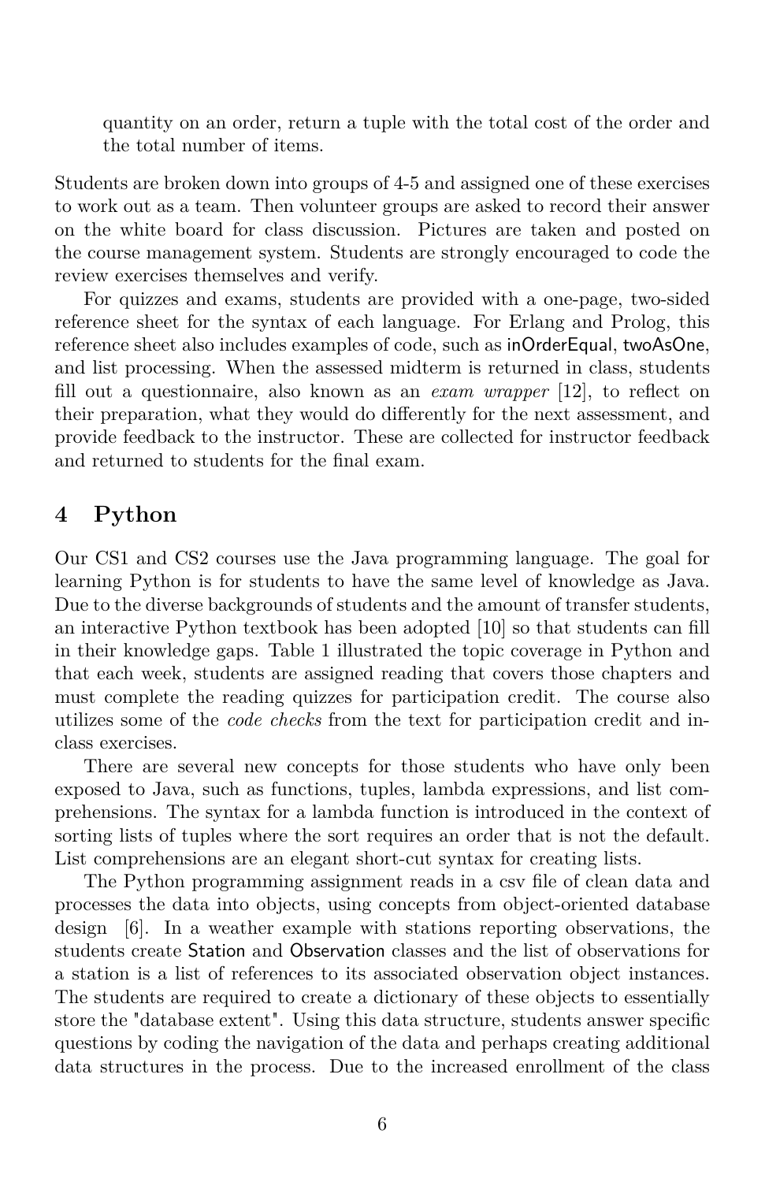quantity on an order, return a tuple with the total cost of the order and the total number of items.

Students are broken down into groups of 4-5 and assigned one of these exercises to work out as a team. Then volunteer groups are asked to record their answer on the white board for class discussion. Pictures are taken and posted on the course management system. Students are strongly encouraged to code the review exercises themselves and verify.

For quizzes and exams, students are provided with a one-page, two-sided reference sheet for the syntax of each language. For Erlang and Prolog, this reference sheet also includes examples of code, such as inOrderEqual, twoAsOne, and list processing. When the assessed midterm is returned in class, students fill out a questionnaire, also known as an *exam wrapper* [12], to reflect on their preparation, what they would do differently for the next assessment, and provide feedback to the instructor. These are collected for instructor feedback and returned to students for the final exam.

## 4 Python

Our CS1 and CS2 courses use the Java programming language. The goal for learning Python is for students to have the same level of knowledge as Java. Due to the diverse backgrounds of students and the amount of transfer students, an interactive Python textbook has been adopted [10] so that students can fill in their knowledge gaps. Table 1 illustrated the topic coverage in Python and that each week, students are assigned reading that covers those chapters and must complete the reading quizzes for participation credit. The course also utilizes some of the *code checks* from the text for participation credit and in-class exercises.

There are several new concepts for those students who have only been exposed to Java, such as functions, tuples, lambda expressions, and list comprehensions. The syntax for a lambda function is introduced in the context of sorting lists of tuples where the sort requires an order that is not the default. List comprehensions are an elegant short-cut syntax for creating lists.

The Python programming assignment reads in a csv file of clean data and processes the data into objects, using concepts from object-oriented database design [6]. In a weather example with stations reporting observations, the students create Station and Observation classes and the list of observations for a station is a list of references to its associated observation object instances. The students are required to create a dictionary of these objects to essentially store the "database extent". Using this data structure, students answer specific questions by coding the navigation of the data and perhaps creating additional data structures in the process. Due to the increased enrollment of the class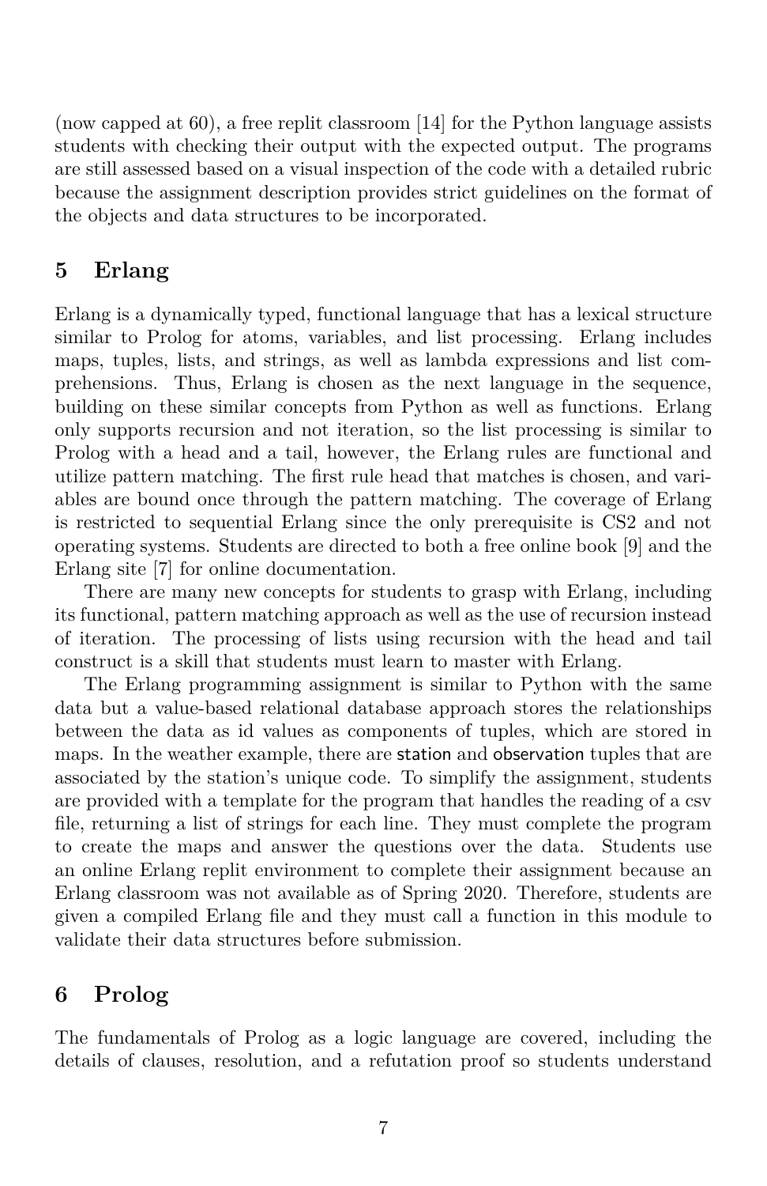(now capped at 60), a free replit classroom [14] for the Python language assists students with checking their output with the expected output. The programs are still assessed based on a visual inspection of the code with a detailed rubric because the assignment description provides strict guidelines on the format of the objects and data structures to be incorporated.

## 5 Erlang

Erlang is a dynamically typed, functional language that has a lexical structure similar to Prolog for atoms, variables, and list processing. Erlang includes maps, tuples, lists, and strings, as well as lambda expressions and list comprehensions. Thus, Erlang is chosen as the next language in the sequence, building on these similar concepts from Python as well as functions. Erlang only supports recursion and not iteration, so the list processing is similar to Prolog with a head and a tail, however, the Erlang rules are functional and utilize pattern matching. The first rule head that matches is chosen, and variables are bound once through the pattern matching. The coverage of Erlang is restricted to sequential Erlang since the only prerequisite is CS2 and not operating systems. Students are directed to both a free online book [9] and the Erlang site [7] for online documentation.

There are many new concepts for students to grasp with Erlang, including its functional, pattern matching approach as well as the use of recursion instead of iteration. The processing of lists using recursion with the head and tail construct is a skill that students must learn to master with Erlang.

The Erlang programming assignment is similar to Python with the same data but a value-based relational database approach stores the relationships between the data as id values as components of tuples, which are stored in maps. In the weather example, there are `station` and `observation` tuples that are associated by the station's unique code. To simplify the assignment, students are provided with a template for the program that handles the reading of a csv file, returning a list of strings for each line. They must complete the program to create the maps and answer the questions over the data. Students use an online Erlang replit environment to complete their assignment because an Erlang classroom was not available as of Spring 2020. Therefore, students are given a compiled Erlang file and they must call a function in this module to validate their data structures before submission.

## 6 Prolog

The fundamentals of Prolog as a logic language are covered, including the details of clauses, resolution, and a refutation proof so students understand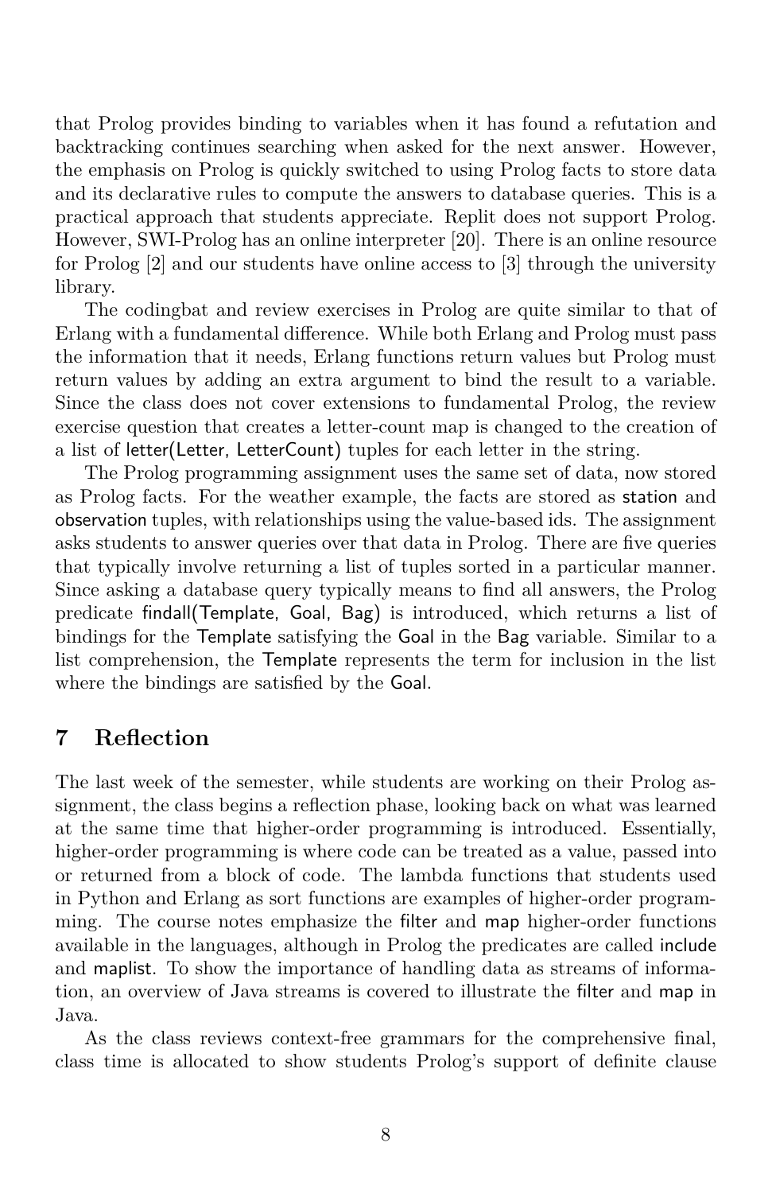that Prolog provides binding to variables when it has found a refutation and backtracking continues searching when asked for the next answer. However, the emphasis on Prolog is quickly switched to using Prolog facts to store data and its declarative rules to compute the answers to database queries. This is a practical approach that students appreciate. Replit does not support Prolog. However, SWI-Prolog has an online interpreter [20]. There is an online resource for Prolog [2] and our students have online access to [3] through the university library.

The codingbat and review exercises in Prolog are quite similar to that of Erlang with a fundamental difference. While both Erlang and Prolog must pass the information that it needs, Erlang functions return values but Prolog must return values by adding an extra argument to bind the result to a variable. Since the class does not cover extensions to fundamental Prolog, the review exercise question that creates a letter-count map is changed to the creation of a list of letter(Letter, LetterCount) tuples for each letter in the string.

The Prolog programming assignment uses the same set of data, now stored as Prolog facts. For the weather example, the facts are stored as station and observation tuples, with relationships using the value-based ids. The assignment asks students to answer queries over that data in Prolog. There are five queries that typically involve returning a list of tuples sorted in a particular manner. Since asking a database query typically means to find all answers, the Prolog predicate findall(Template, Goal, Bag) is introduced, which returns a list of bindings for the Template satisfying the Goal in the Bag variable. Similar to a list comprehension, the Template represents the term for inclusion in the list where the bindings are satisfied by the Goal.

## 7 Reflection

The last week of the semester, while students are working on their Prolog assignment, the class begins a reflection phase, looking back on what was learned at the same time that higher-order programming is introduced. Essentially, higher-order programming is where code can be treated as a value, passed into or returned from a block of code. The lambda functions that students used in Python and Erlang as sort functions are examples of higher-order programming. The course notes emphasize the filter and map higher-order functions available in the languages, although in Prolog the predicates are called include and maplist. To show the importance of handling data as streams of information, an overview of Java streams is covered to illustrate the filter and map in Java.

As the class reviews context-free grammars for the comprehensive final, class time is allocated to show students Prolog's support of definite clause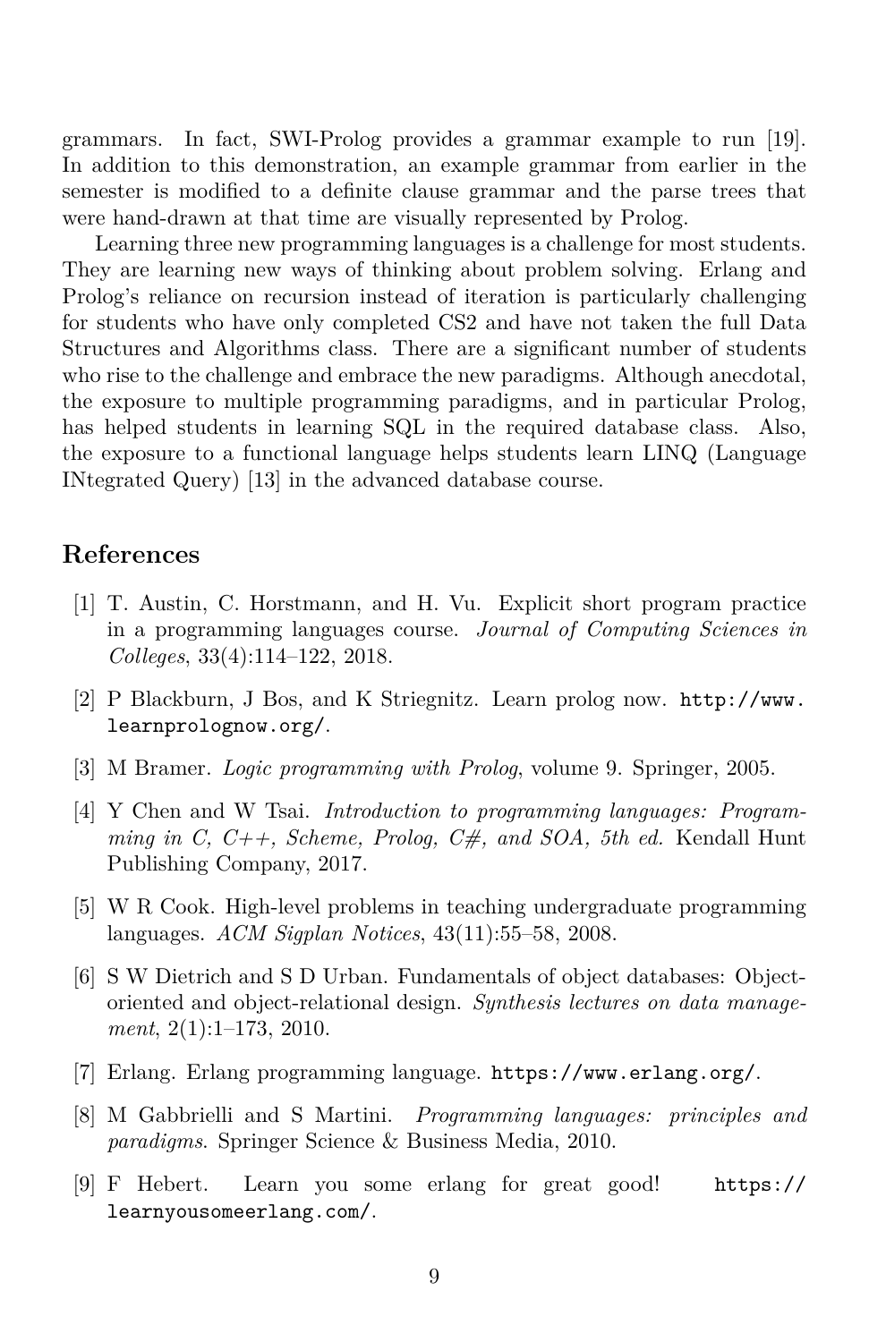grammars. In fact, SWI-Prolog provides a grammar example to run [19]. In addition to this demonstration, an example grammar from earlier in the semester is modified to a definite clause grammar and the parse trees that were hand-drawn at that time are visually represented by Prolog.

Learning three new programming languages is a challenge for most students. They are learning new ways of thinking about problem solving. Erlang and Prolog's reliance on recursion instead of iteration is particularly challenging for students who have only completed CS2 and have not taken the full Data Structures and Algorithms class. There are a significant number of students who rise to the challenge and embrace the new paradigms. Although anecdotal, the exposure to multiple programming paradigms, and in particular Prolog, has helped students in learning SQL in the required database class. Also, the exposure to a functional language helps students learn LINQ (Language INtegrated Query) [13] in the advanced database course.

## References

[1] T. Austin, C. Horstmann, and H. Vu. Explicit short program practice in a programming languages course. *Journal of Computing Sciences in Colleges*, 33(4):114–122, 2018.

[2] P Blackburn, J Bos, and K Striegnitz. Learn prolog now. `http://www.learnprolognow.org/`.

[3] M Bramer. *Logic programming with Prolog*, volume 9. Springer, 2005.

[4] Y Chen and W Tsai. *Introduction to programming languages: Programming in C, C++, Scheme, Prolog, C#, and SOA, 5th ed.* Kendall Hunt Publishing Company, 2017.

[5] W R Cook. High-level problems in teaching undergraduate programming languages. *ACM Sigplan Notices*, 43(11):55–58, 2008.

[6] S W Dietrich and S D Urban. Fundamentals of object databases: Object-oriented and object-relational design. *Synthesis lectures on data management*, 2(1):1–173, 2010.

[7] Erlang. Erlang programming language. `https://www.erlang.org/`.

[8] M Gabbrielli and S Martini. *Programming languages: principles and paradigms*. Springer Science & Business Media, 2010.

[9] F Hebert. Learn you some erlang for great good! `https://learnyousomeerlang.com/`.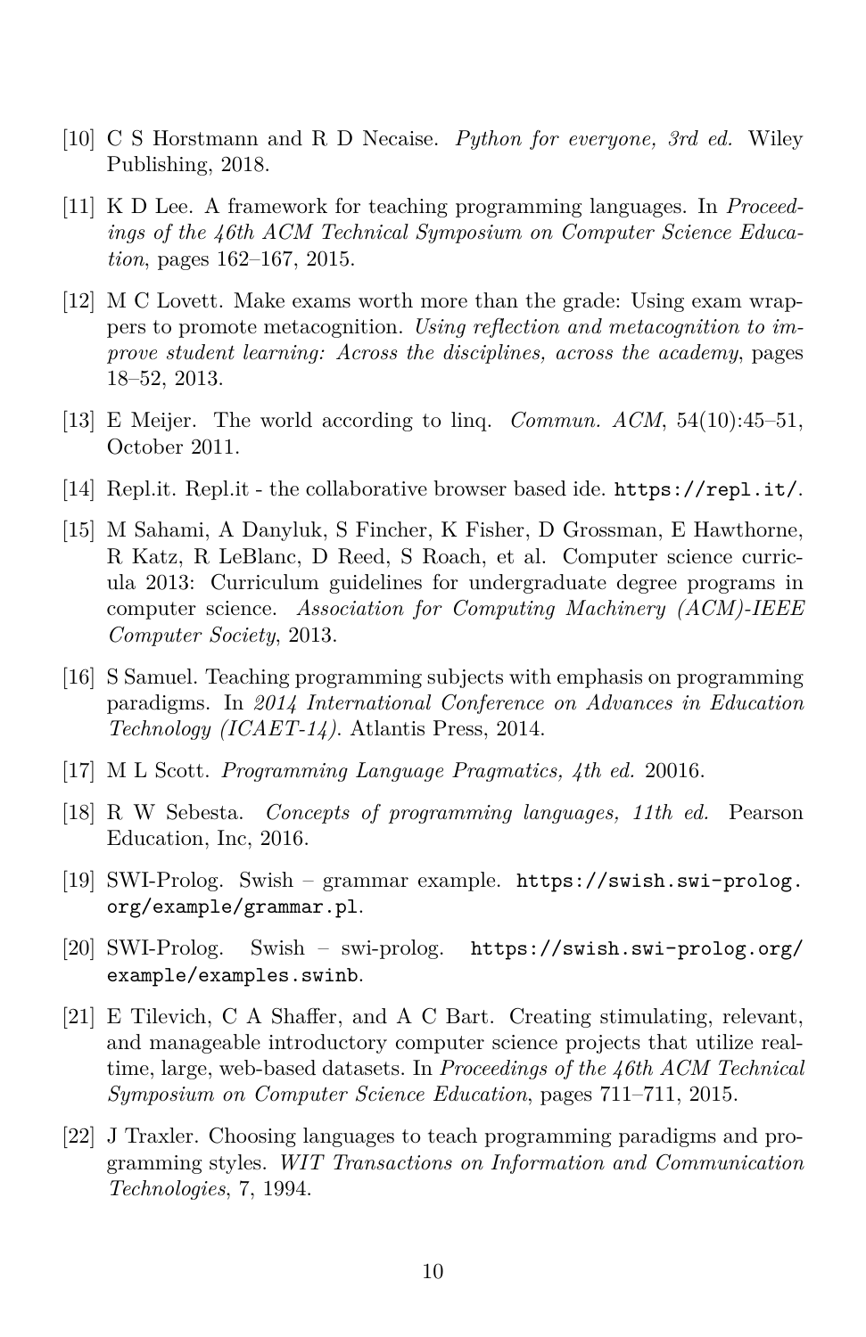[10] C S Horstmann and R D Necaise. *Python for everyone, 3rd ed.* Wiley Publishing, 2018.

[11] K D Lee. A framework for teaching programming languages. In *Proceedings of the 46th ACM Technical Symposium on Computer Science Education*, pages 162–167, 2015.

[12] M C Lovett. Make exams worth more than the grade: Using exam wrappers to promote metacognition. *Using reflection and metacognition to improve student learning: Across the disciplines, across the academy*, pages 18–52, 2013.

[13] E Meijer. The world according to linq. *Commun. ACM*, 54(10):45–51, October 2011.

[14] Repl.it. Repl.it - the collaborative browser based ide. `https://repl.it/`.

[15] M Sahami, A Danyluk, S Fincher, K Fisher, D Grossman, E Hawthorne, R Katz, R LeBlanc, D Reed, S Roach, et al. Computer science curricula 2013: Curriculum guidelines for undergraduate degree programs in computer science. *Association for Computing Machinery (ACM)-IEEE Computer Society*, 2013.

[16] S Samuel. Teaching programming subjects with emphasis on programming paradigms. In *2014 International Conference on Advances in Education Technology (ICAET-14)*. Atlantis Press, 2014.

[17] M L Scott. *Programming Language Pragmatics, 4th ed.* 20016.

[18] R W Sebesta. *Concepts of programming languages, 11th ed.* Pearson Education, Inc, 2016.

[19] SWI-Prolog. Swish – grammar example. `https://swish.swi-prolog.org/example/grammar.pl`.

[20] SWI-Prolog. Swish – swi-prolog. `https://swish.swi-prolog.org/example/examples.swinb`.

[21] E Tilevich, C A Shaffer, and A C Bart. Creating stimulating, relevant, and manageable introductory computer science projects that utilize real-time, large, web-based datasets. In *Proceedings of the 46th ACM Technical Symposium on Computer Science Education*, pages 711–711, 2015.

[22] J Traxler. Choosing languages to teach programming paradigms and programming styles. *WIT Transactions on Information and Communication Technologies*, 7, 1994.